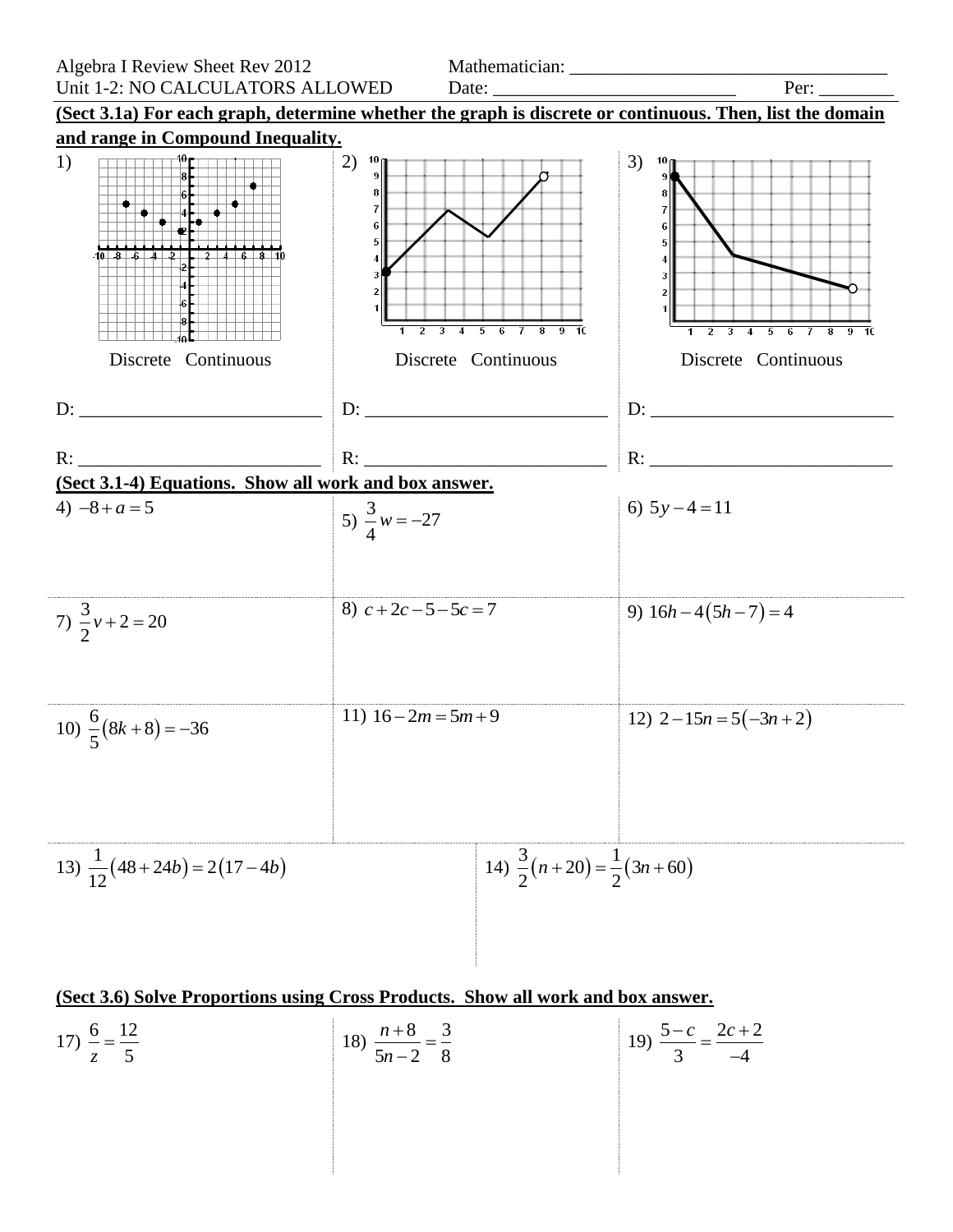Algebra I Review Sheet Rev 2012 — Mathematician: ____________________

Unit 1-2: NO CALCULATORS ALLOWED — Date: ____________________ Per: ________

**(Sect 3.1a) For each graph, determine whether the graph is discrete or continuous. Then, list the domain and range in Compound Inequality.**

1)

Discrete Continuous

D: ____________________

R: ____________________

2)

Discrete Continuous

D: ____________________

R: ____________________

3)

Discrete Continuous

D: ____________________

R: ____________________

**(Sect 3.1-4) Equations. Show all work and box answer.**

4) $-8+a=5$

5) $\frac{3}{4}w=-27$

6) $5y-4=11$

7) $\frac{3}{2}v+2=20$

8) $c+2c-5-5c=7$

9) $16h-4(5h-7)=4$

10) $\frac{6}{5}(8k+8)=-36$

11) $16-2m=5m+9$

12) $2-15n=5(-3n+2)$

13) $\frac{1}{12}(48+24b)=2(17-4b)$

14) $\frac{3}{2}(n+20)=\frac{1}{2}(3n+60)$

**(Sect 3.6) Solve Proportions using Cross Products. Show all work and box answer.**

17) $\frac{6}{z}=\frac{12}{5}$

18) $\frac{n+8}{5n-2}=\frac{3}{8}$

19) $\frac{5-c}{3}=\frac{2c+2}{-4}$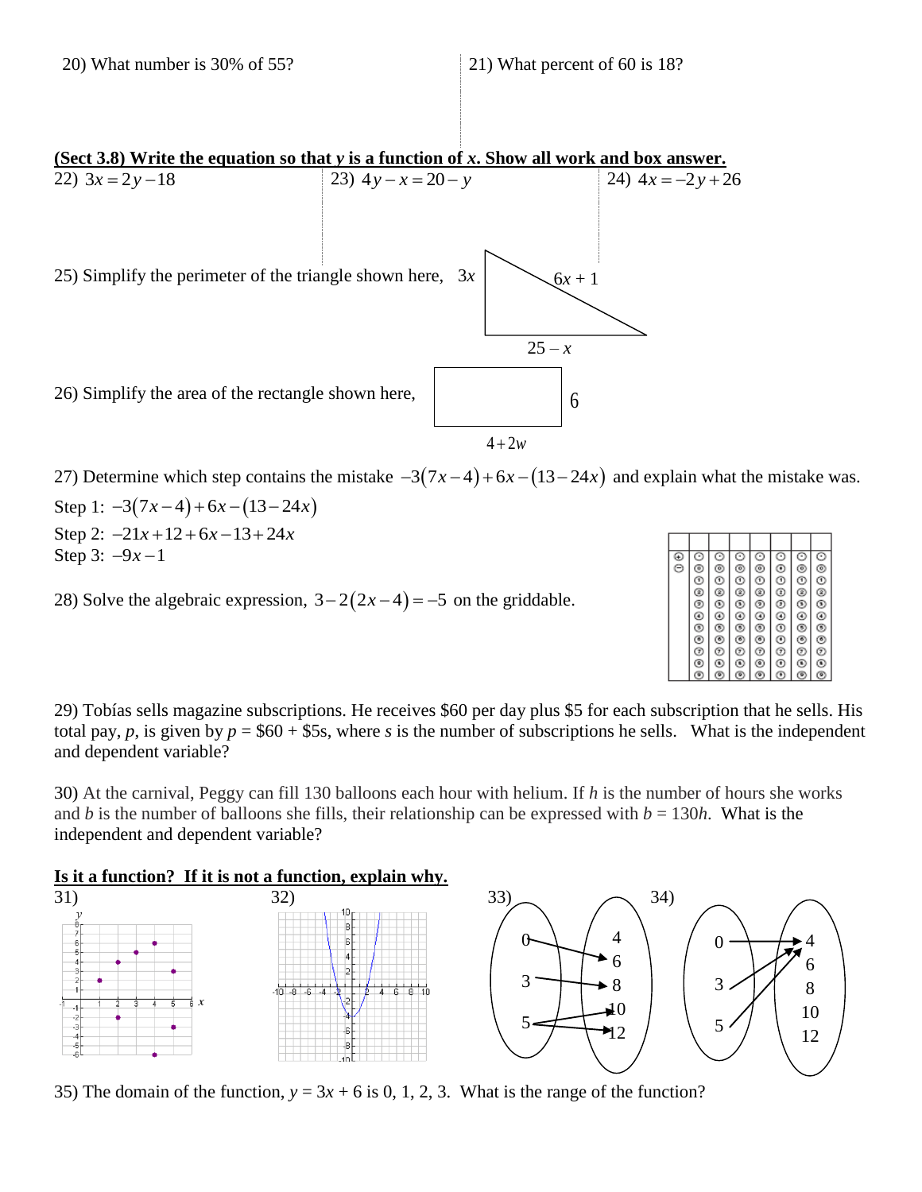20) What number is 30% of 55?

21) What percent of 60 is 18?

**(Sect 3.8) Write the equation so that *y* is a function of *x*. Show all work and box answer.**

22) $3x = 2y - 18$

23) $4y - x = 20 - y$

24) $4x = -2y + 26$

25) Simplify the perimeter of the triangle shown here,

$3x$

$6x + 1$

$25 - x$

26) Simplify the area of the rectangle shown here,

$6$

$4 + 2w$

27) Determine which step contains the mistake $-3(7x - 4) + 6x - (13 - 24x)$ and explain what the mistake was.

Step 1: $-3(7x - 4) + 6x - (13 - 24x)$

Step 2: $-21x + 12 + 6x - 13 + 24x$

Step 3: $-9x - 1$

28) Solve the algebraic expression, $3 - 2(2x - 4) = -5$ on the griddable.

29) Tobías sells magazine subscriptions. He receives \$60 per day plus \$5 for each subscription that he sells. His total pay, *p*, is given by *p* = \$60 + \$5*s*, where *s* is the number of subscriptions he sells. What is the independent and dependent variable?

30) At the carnival, Peggy can fill 130 balloons each hour with helium. If *h* is the number of hours she works and *b* is the number of balloons she fills, their relationship can be expressed with $b = 130h$. What is the independent and dependent variable?

**Is it a function? If it is not a function, explain why.**

31)

32)

33)

0
3
5

4
6
8
10
12

34)

0
3
5

4
6
8
10
12

35) The domain of the function, $y = 3x + 6$ is 0, 1, 2, 3. What is the range of the function?